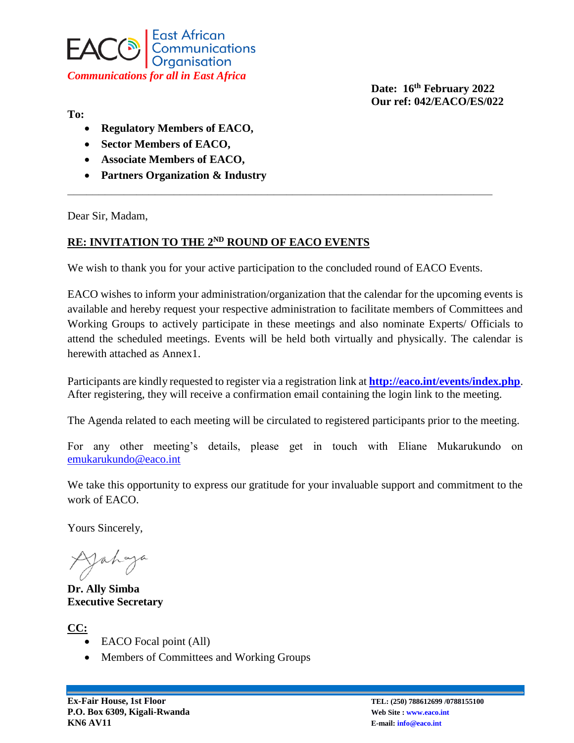EACO East African Communications Organisation

*Communications for all in East Africa*

**Date: 16th February 2022**
**Our ref: 042/EACO/ES/022**

**To:**

- **Regulatory Members of EACO,**
- **Sector Members of EACO,**
- **Associate Members of EACO,**
- **Partners Organization & Industry**

---

Dear Sir, Madam,

**RE: INVITATION TO THE 2ND ROUND OF EACO EVENTS**

We wish to thank you for your active participation to the concluded round of EACO Events.

EACO wishes to inform your administration/organization that the calendar for the upcoming events is available and hereby request your respective administration to facilitate members of Committees and Working Groups to actively participate in these meetings and also nominate Experts/ Officials to attend the scheduled meetings. Events will be held both virtually and physically. The calendar is herewith attached as Annex1.

Participants are kindly requested to register via a registration link at **http://eaco.int/events/index.php**. After registering, they will receive a confirmation email containing the login link to the meeting.

The Agenda related to each meeting will be circulated to registered participants prior to the meeting.

For any other meeting's details, please get in touch with Eliane Mukarukundo on emukarukundo@eaco.int

We take this opportunity to express our gratitude for your invaluable support and commitment to the work of EACO.

Yours Sincerely,

**Dr. Ally Simba**
**Executive Secretary**

**CC:**

- EACO Focal point (All)
- Members of Committees and Working Groups

**Ex-Fair House, 1st Floor**
**P.O. Box 6309, Kigali-Rwanda**
**KN6 AV11**

**TEL: (250) 788612699 /0788155100**
**Web Site : www.eaco.int**
**E-mail: info@eaco.int**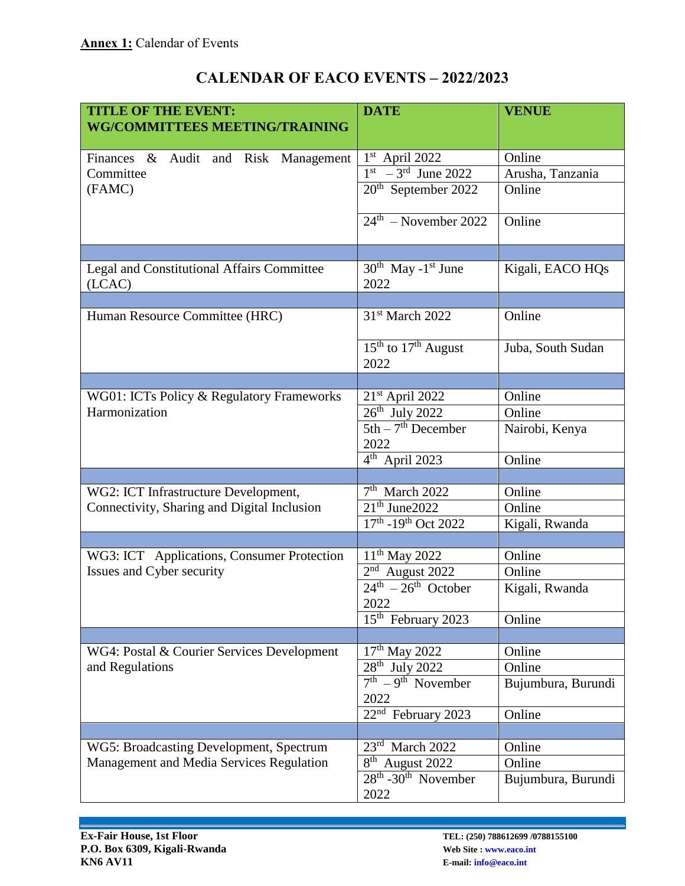**Annex 1:** Calendar of Events

## CALENDAR OF EACO EVENTS – 2022/2023

| TITLE OF THE EVENT: WG/COMMITTEES MEETING/TRAINING | DATE | VENUE |
|---|---|---|
| Finances & Audit and Risk Management Committee (FAMC) | 1st April 2022 | Online |
| | 1st – 3rd June 2022 | Arusha, Tanzania |
| | 20th September 2022 | Online |
| | 24th – November 2022 | Online |
| | | |
| Legal and Constitutional Affairs Committee (LCAC) | 30th May -1st June 2022 | Kigali, EACO HQs |
| | | |
| Human Resource Committee (HRC) | 31st March 2022 | Online |
| | 15th to 17th August 2022 | Juba, South Sudan |
| | | |
| WG01: ICTs Policy & Regulatory Frameworks Harmonization | 21st April 2022 | Online |
| | 26th July 2022 | Online |
| | 5th – 7th December 2022 | Nairobi, Kenya |
| | 4th April 2023 | Online |
| | | |
| WG2: ICT Infrastructure Development, Connectivity, Sharing and Digital Inclusion | 7th March 2022 | Online |
| | 21th June2022 | Online |
| | 17th -19th Oct 2022 | Kigali, Rwanda |
| | | |
| WG3: ICT Applications, Consumer Protection Issues and Cyber security | 11th May 2022 | Online |
| | 2nd August 2022 | Online |
| | 24th – 26th October 2022 | Kigali, Rwanda |
| | 15th February 2023 | Online |
| | | |
| WG4: Postal & Courier Services Development and Regulations | 17th May 2022 | Online |
| | 28th July 2022 | Online |
| | 7th – 9th November 2022 | Bujumbura, Burundi |
| | 22nd February 2023 | Online |
| | | |
| WG5: Broadcasting Development, Spectrum Management and Media Services Regulation | 23rd March 2022 | Online |
| | 8th August 2022 | Online |
| | 28th -30th November 2022 | Bujumbura, Burundi |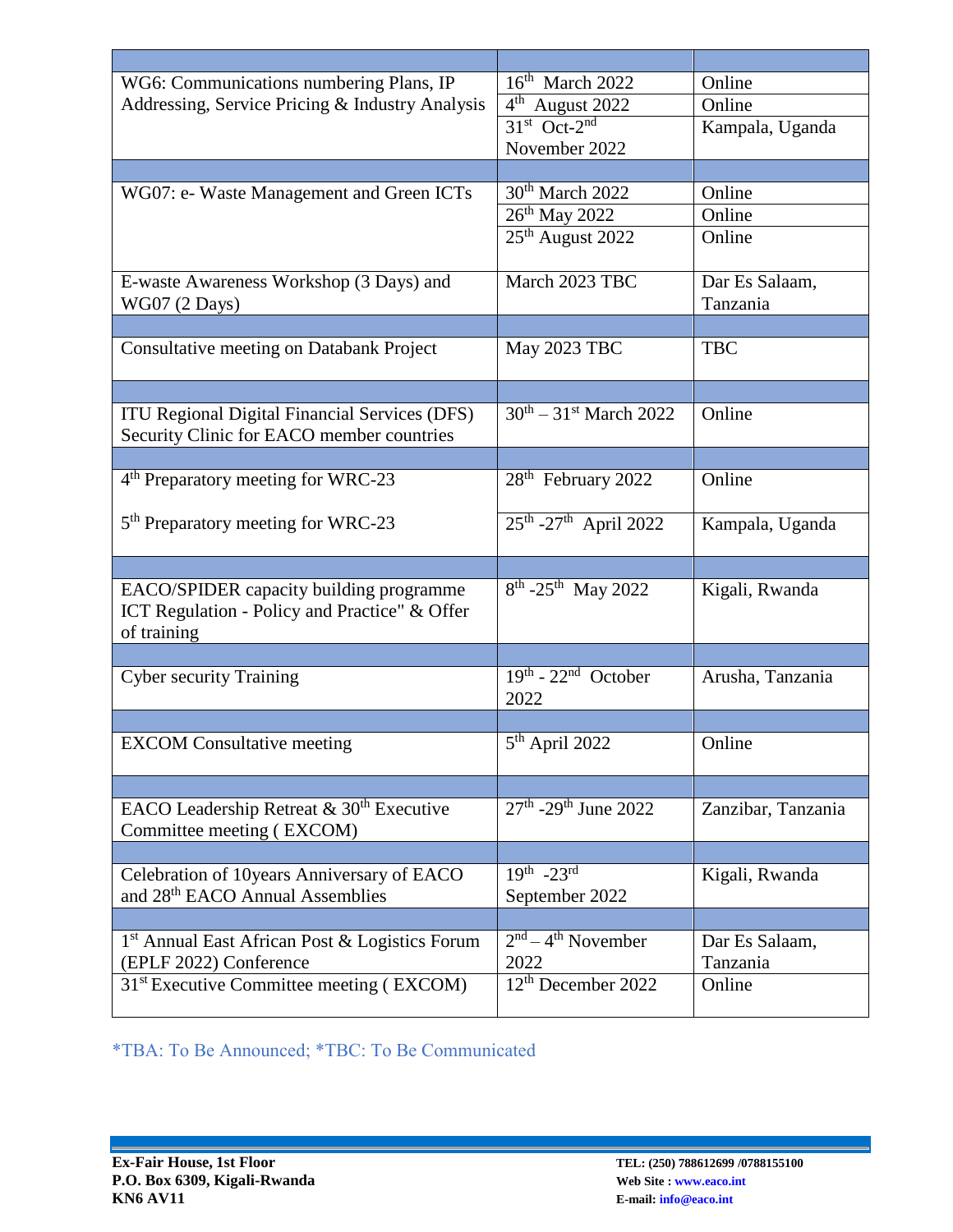| | | |
|---|---|---|
| | | |
| WG6: Communications numbering Plans, IP Addressing, Service Pricing & Industry Analysis | 16th March 2022 | Online |
| | 4th August 2022 | Online |
| | 31st Oct-2nd November 2022 | Kampala, Uganda |
| | | |
| WG07: e- Waste Management and Green ICTs | 30th March 2022 | Online |
| | 26th May 2022 | Online |
| | 25th August 2022 | Online |
| E-waste Awareness Workshop (3 Days) and WG07 (2 Days) | March 2023 TBC | Dar Es Salaam, Tanzania |
| | | |
| Consultative meeting on Databank Project | May 2023 TBC | TBC |
| | | |
| ITU Regional Digital Financial Services (DFS) Security Clinic for EACO member countries | 30th – 31st March 2022 | Online |
| | | |
| 4th Preparatory meeting for WRC-23 | 28th February 2022 | Online |
| 5th Preparatory meeting for WRC-23 | 25th -27th April 2022 | Kampala, Uganda |
| | | |
| EACO/SPIDER capacity building programme ICT Regulation - Policy and Practice" & Offer of training | 8th -25th May 2022 | Kigali, Rwanda |
| | | |
| Cyber security Training | 19th - 22nd October 2022 | Arusha, Tanzania |
| | | |
| EXCOM Consultative meeting | 5th April 2022 | Online |
| | | |
| EACO Leadership Retreat & 30th Executive Committee meeting ( EXCOM) | 27th -29th June 2022 | Zanzibar, Tanzania |
| | | |
| Celebration of 10years Anniversary of EACO and 28th EACO Annual Assemblies | 19th -23rd September 2022 | Kigali, Rwanda |
| | | |
| 1st Annual East African Post & Logistics Forum (EPLF 2022) Conference | 2nd – 4th November 2022 | Dar Es Salaam, Tanzania |
| 31st Executive Committee meeting ( EXCOM) | 12th December 2022 | Online |

*TBA: To Be Announced; *TBC: To Be Communicated

**Ex-Fair House, 1st Floor**
**P.O. Box 6309, Kigali-Rwanda**
**KN6 AV11**

**TEL: (250) 788612699 /0788155100**
**Web Site : www.eaco.int**
**E-mail: info@eaco.int**